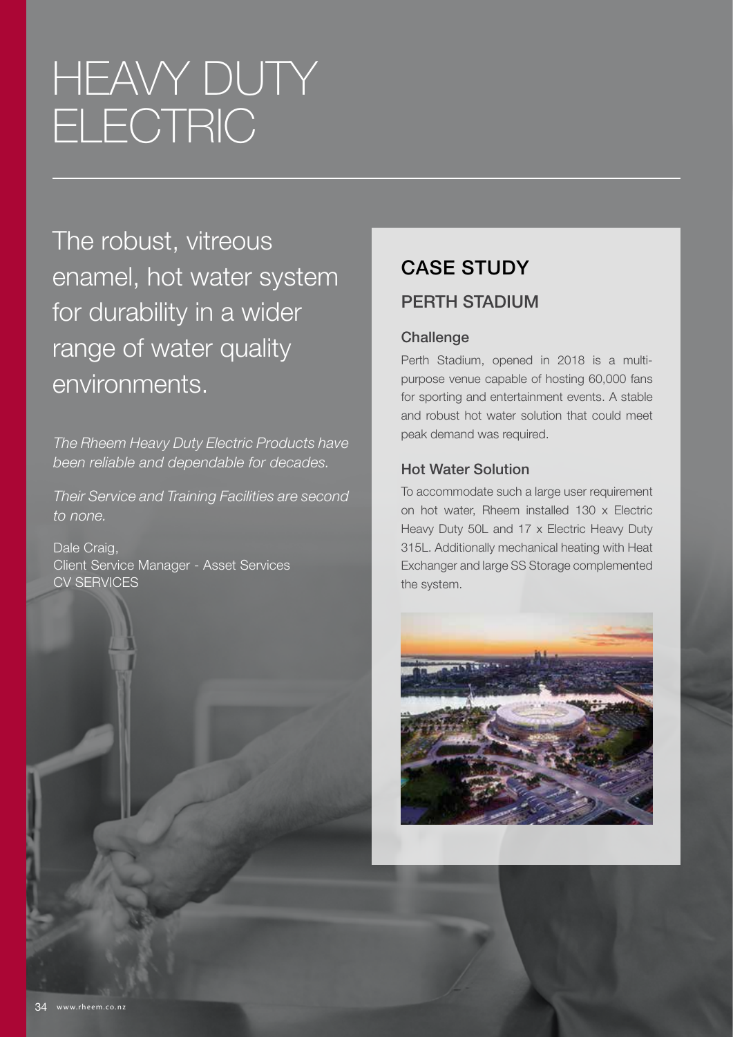# HEAVY DUTY ELECTRIC

The robust, vitreous enamel, hot water system for durability in a wider range of water quality environments.

*The Rheem Heavy Duty Electric Products have been reliable and dependable for decades.*

*Their Service and Training Facilities are second to none.*

Dale Craig,
Client Service Manager - Asset Services
CV SERVICES

## CASE STUDY

### PERTH STADIUM

#### Challenge

Perth Stadium, opened in 2018 is a multi-purpose venue capable of hosting 60,000 fans for sporting and entertainment events. A stable and robust hot water solution that could meet peak demand was required.

#### Hot Water Solution

To accommodate such a large user requirement on hot water, Rheem installed 130 x Electric Heavy Duty 50L and 17 x Electric Heavy Duty 315L. Additionally mechanical heating with Heat Exchanger and large SS Storage complemented the system.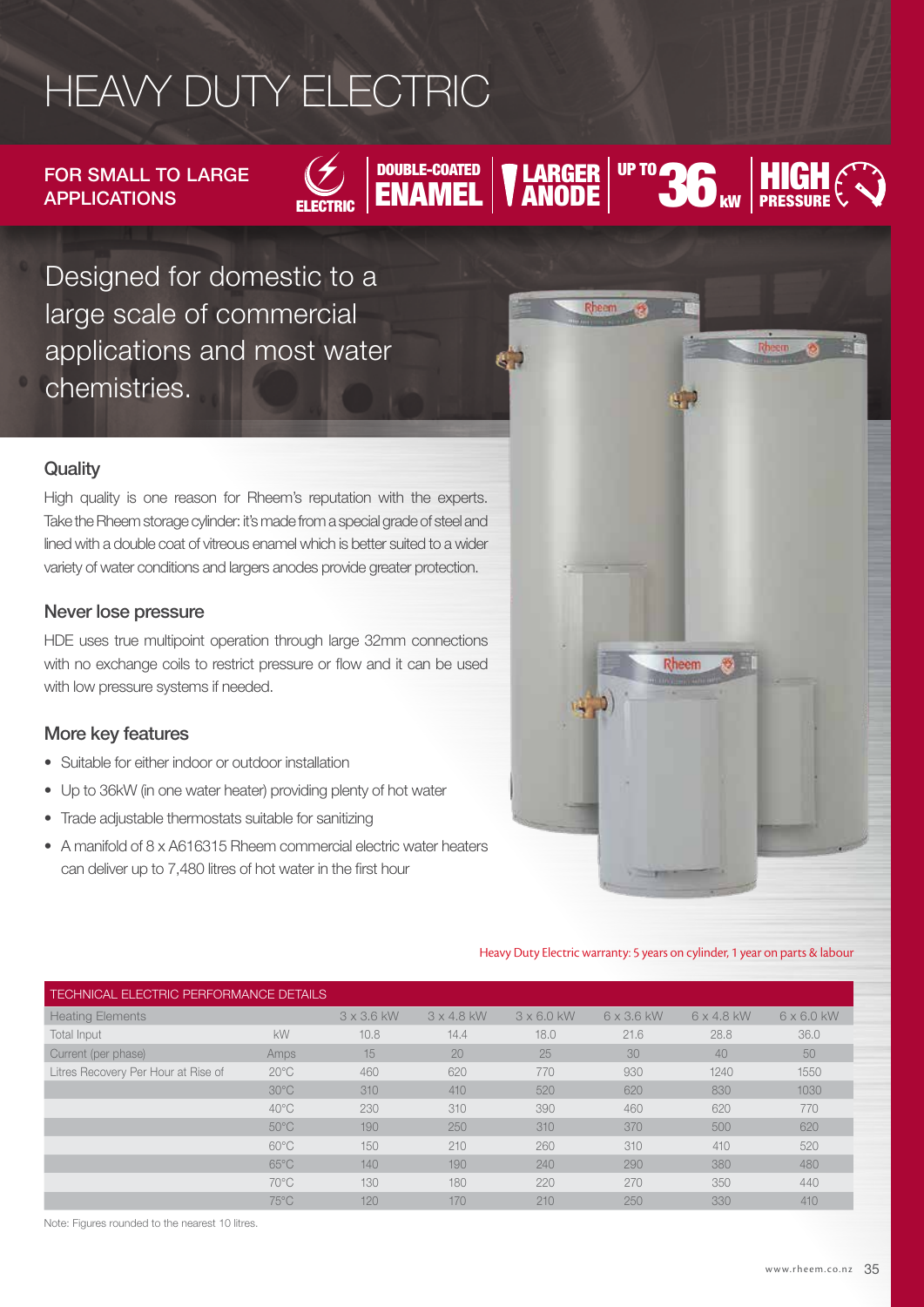# HEAVY DUTY ELECTRIC

FOR SMALL TO LARGE APPLICATIONS

ELECTRIC | DOUBLE-COATED ENAMEL | LARGER ANODE | UP TO 36 kW | HIGH PRESSURE

Designed for domestic to a large scale of commercial applications and most water chemistries.

### Quality

High quality is one reason for Rheem's reputation with the experts. Take the Rheem storage cylinder: it's made from a special grade of steel and lined with a double coat of vitreous enamel which is better suited to a wider variety of water conditions and largers anodes provide greater protection.

### Never lose pressure

HDE uses true multipoint operation through large 32mm connections with no exchange coils to restrict pressure or flow and it can be used with low pressure systems if needed.

### More key features

- Suitable for either indoor or outdoor installation
- Up to 36kW (in one water heater) providing plenty of hot water
- Trade adjustable thermostats suitable for sanitizing
- A manifold of 8 x A616315 Rheem commercial electric water heaters can deliver up to 7,480 litres of hot water in the first hour

Heavy Duty Electric warranty: 5 years on cylinder, 1 year on parts & labour

| TECHNICAL ELECTRIC PERFORMANCE DETAILS | | | | | | | |
|---|---|---|---|---|---|---|---|
| Heating Elements | | 3 x 3.6 kW | 3 x 4.8 kW | 3 x 6.0 kW | 6 x 3.6 kW | 6 x 4.8 kW | 6 x 6.0 kW |
| Total Input | kW | 10.8 | 14.4 | 18.0 | 21.6 | 28.8 | 36.0 |
| Current (per phase) | Amps | 15 | 20 | 25 | 30 | 40 | 50 |
| Litres Recovery Per Hour at Rise of | 20°C | 460 | 620 | 770 | 930 | 1240 | 1550 |
| | 30°C | 310 | 410 | 520 | 620 | 830 | 1030 |
| | 40°C | 230 | 310 | 390 | 460 | 620 | 770 |
| | 50°C | 190 | 250 | 310 | 370 | 500 | 620 |
| | 60°C | 150 | 210 | 260 | 310 | 410 | 520 |
| | 65°C | 140 | 190 | 240 | 290 | 380 | 480 |
| | 70°C | 130 | 180 | 220 | 270 | 350 | 440 |
| | 75°C | 120 | 170 | 210 | 250 | 330 | 410 |

Note: Figures rounded to the nearest 10 litres.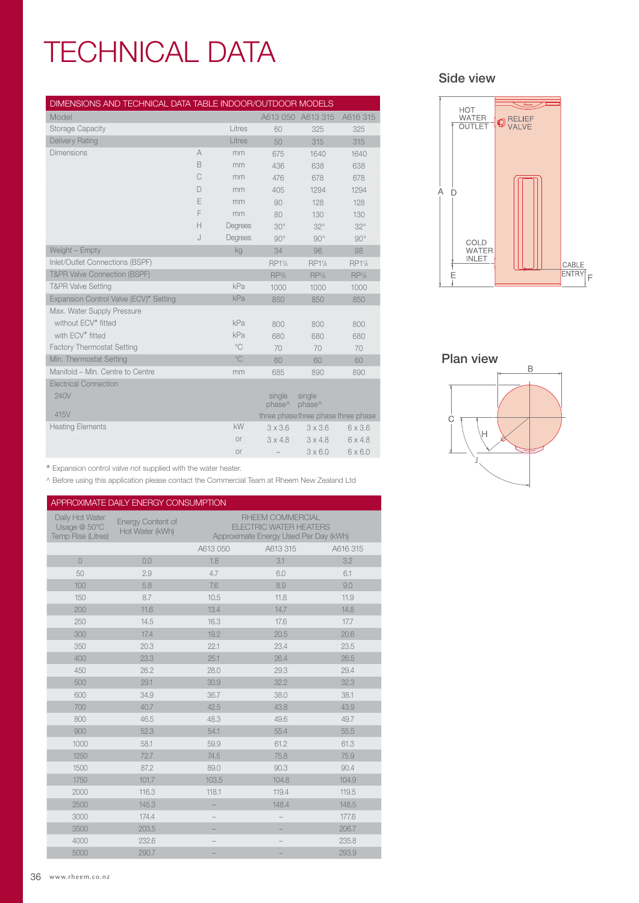# TECHNICAL DATA

| DIMENSIONS AND TECHNICAL DATA TABLE INDOOR/OUTDOOR MODELS | | | | | |
|---|---|---|---|---|---|
| Model | | | A613 050 | A613 315 | A616 315 |
| Storage Capacity | | Litres | 60 | 325 | 325 |
| Delivery Rating | | Litres | 50 | 315 | 315 |
| Dimensions | A | mm | 675 | 1640 | 1640 |
| | B | mm | 436 | 638 | 638 |
| | C | mm | 476 | 678 | 678 |
| | D | mm | 405 | 1294 | 1294 |
| | E | mm | 90 | 128 | 128 |
| | F | mm | 80 | 130 | 130 |
| | H | Degrees | 30° | 32° | 32° |
| | J | Degrees | 90° | 90° | 90° |
| Weight – Empty | | kg | 34 | 96 | 98 |
| Inlet/Outlet Connections (BSPF) | | | RP1¼ | RP1¼ | RP1¼ |
| T&PR Valve Connection (BSPF) | | | RP¾ | RP¾ | RP¾ |
| T&PR Valve Setting | | kPa | 1000 | 1000 | 1000 |
| Expansion Control Valve (ECV)* Setting | | kPa | 850 | 850 | 850 |
| Max. Water Supply Pressure | | | | | |
| without ECV* fitted | | kPa | 800 | 800 | 800 |
| with ECV* fitted | | kPa | 680 | 680 | 680 |
| Factory Thermostat Setting | | °C | 70 | 70 | 70 |
| Min. Thermostat Setting | | °C | 60 | 60 | 60 |
| Manifold – Min. Centre to Centre | | mm | 685 | 890 | 890 |
| Electrical Connection | | | | | |
| 240V | | | single phase^ | single phase^ | |
| 415V | | | three phase | three phase | three phase |
| Heating Elements | | kW | 3 x 3.6 | 3 x 3.6 | 6 x 3.6 |
| | | or | 3 x 4.8 | 3 x 4.8 | 6 x 4.8 |
| | | or | – | 3 x 6.0 | 6 x 6.0 |

\* Expansion control valve not supplied with the water heater.

^ Before using this application please contact the Commercial Team at Rheem New Zealand Ltd

| APPROXIMATE DAILY ENERGY CONSUMPTION | | | | |
|---|---|---|---|---|
| Daily Hot Water Usage @ 50°C Temp Rise (Litres) | Energy Content of Hot Water (kWh) | RHEEM COMMERCIAL ELECTRIC WATER HEATERS Approximate Energy Used Per Day (kWh) | | |
| | | A613 050 | A613 315 | A616 315 |
| 0 | 0.0 | 1.8 | 3.1 | 3.2 |
| 50 | 2.9 | 4.7 | 6.0 | 6.1 |
| 100 | 5.8 | 7.6 | 8.9 | 9.0 |
| 150 | 8.7 | 10.5 | 11.8 | 11.9 |
| 200 | 11.6 | 13.4 | 14.7 | 14.8 |
| 250 | 14.5 | 16.3 | 17.6 | 17.7 |
| 300 | 17.4 | 19.2 | 20.5 | 20.6 |
| 350 | 20.3 | 22.1 | 23.4 | 23.5 |
| 400 | 23.3 | 25.1 | 26.4 | 26.5 |
| 450 | 26.2 | 28.0 | 29.3 | 29.4 |
| 500 | 29.1 | 30.9 | 32.2 | 32.3 |
| 600 | 34.9 | 36.7 | 38.0 | 38.1 |
| 700 | 40.7 | 42.5 | 43.8 | 43.9 |
| 800 | 46.5 | 48.3 | 49.6 | 49.7 |
| 900 | 52.3 | 54.1 | 55.4 | 55.5 |
| 1000 | 58.1 | 59.9 | 61.2 | 61.3 |
| 1250 | 72.7 | 74.5 | 75.8 | 75.9 |
| 1500 | 87.2 | 89.0 | 90.3 | 90.4 |
| 1750 | 101.7 | 103.5 | 104.8 | 104.9 |
| 2000 | 116.3 | 118.1 | 119.4 | 119.5 |
| 2500 | 145.3 | – | 148.4 | 148.5 |
| 3000 | 174.4 | – | – | 177.6 |
| 3500 | 203.5 | – | – | 206.7 |
| 4000 | 232.6 | – | – | 235.8 |
| 5000 | 290.7 | – | – | 293.9 |

## Side view

HOT WATER OUTLET · RELIEF VALVE · A · D · COLD WATER INLET · CABLE ENTRY · E · F

## Plan view

B · C · H · J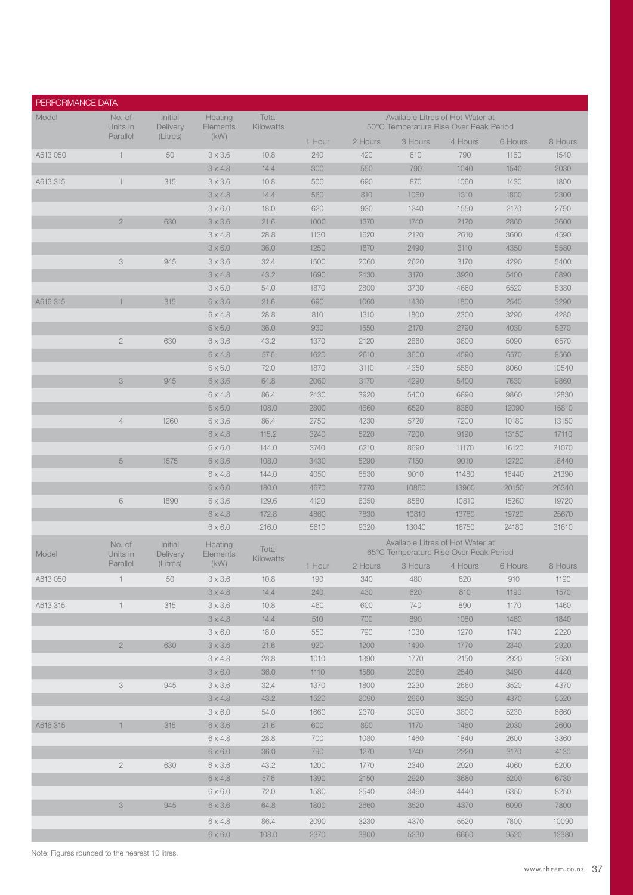## PERFORMANCE DATA

| Model | No. of Units in Parallel | Initial Delivery (Litres) | Heating Elements (kW) | Total Kilowatts | Available Litres of Hot Water at 50°C Temperature Rise Over Peak Period | | | | | |
|---|---|---|---|---|---|---|---|---|---|---|
| | | | | | 1 Hour | 2 Hours | 3 Hours | 4 Hours | 6 Hours | 8 Hours |
| A613 050 | 1 | 50 | 3 x 3.6 | 10.8 | 240 | 420 | 610 | 790 | 1160 | 1540 |
| | | | 3 x 4.8 | 14.4 | 300 | 550 | 790 | 1040 | 1540 | 2030 |
| A613 315 | 1 | 315 | 3 x 3.6 | 10.8 | 500 | 690 | 870 | 1060 | 1430 | 1800 |
| | | | 3 x 4.8 | 14.4 | 560 | 810 | 1060 | 1310 | 1800 | 2300 |
| | | | 3 x 6.0 | 18.0 | 620 | 930 | 1240 | 1550 | 2170 | 2790 |
| | 2 | 630 | 3 x 3.6 | 21.6 | 1000 | 1370 | 1740 | 2120 | 2860 | 3600 |
| | | | 3 x 4.8 | 28.8 | 1130 | 1620 | 2120 | 2610 | 3600 | 4590 |
| | | | 3 x 6.0 | 36.0 | 1250 | 1870 | 2490 | 3110 | 4350 | 5580 |
| | 3 | 945 | 3 x 3.6 | 32.4 | 1500 | 2060 | 2620 | 3170 | 4290 | 5400 |
| | | | 3 x 4.8 | 43.2 | 1690 | 2430 | 3170 | 3920 | 5400 | 6890 |
| | | | 3 x 6.0 | 54.0 | 1870 | 2800 | 3730 | 4660 | 6520 | 8380 |
| A616 315 | 1 | 315 | 6 x 3.6 | 21.6 | 690 | 1060 | 1430 | 1800 | 2540 | 3290 |
| | | | 6 x 4.8 | 28.8 | 810 | 1310 | 1800 | 2300 | 3290 | 4280 |
| | | | 6 x 6.0 | 36.0 | 930 | 1550 | 2170 | 2790 | 4030 | 5270 |
| | 2 | 630 | 6 x 3.6 | 43.2 | 1370 | 2120 | 2860 | 3600 | 5090 | 6570 |
| | | | 6 x 4.8 | 57.6 | 1620 | 2610 | 3600 | 4590 | 6570 | 8560 |
| | | | 6 x 6.0 | 72.0 | 1870 | 3110 | 4350 | 5580 | 8060 | 10540 |
| | 3 | 945 | 6 x 3.6 | 64.8 | 2060 | 3170 | 4290 | 5400 | 7630 | 9860 |
| | | | 6 x 4.8 | 86.4 | 2430 | 3920 | 5400 | 6890 | 9860 | 12830 |
| | | | 6 x 6.0 | 108.0 | 2800 | 4660 | 6520 | 8380 | 12090 | 15810 |
| | 4 | 1260 | 6 x 3.6 | 86.4 | 2750 | 4230 | 5720 | 7200 | 10180 | 13150 |
| | | | 6 x 4.8 | 115.2 | 3240 | 5220 | 7200 | 9190 | 13150 | 17110 |
| | | | 6 x 6.0 | 144.0 | 3740 | 6210 | 8690 | 11170 | 16120 | 21070 |
| | 5 | 1575 | 6 x 3.6 | 108.0 | 3430 | 5290 | 7150 | 9010 | 12720 | 16440 |
| | | | 6 x 4.8 | 144.0 | 4050 | 6530 | 9010 | 11480 | 16440 | 21390 |
| | | | 6 x 6.0 | 180.0 | 4670 | 7770 | 10860 | 13960 | 20150 | 26340 |
| | 6 | 1890 | 6 x 3.6 | 129.6 | 4120 | 6350 | 8580 | 10810 | 15260 | 19720 |
| | | | 6 x 4.8 | 172.8 | 4860 | 7830 | 10810 | 13780 | 19720 | 25670 |
| | | | 6 x 6.0 | 216.0 | 5610 | 9320 | 13040 | 16750 | 24180 | 31610 |

| Model | No. of Units in Parallel | Initial Delivery (Litres) | Heating Elements (kW) | Total Kilowatts | Available Litres of Hot Water at 65°C Temperature Rise Over Peak Period | | | | | |
|---|---|---|---|---|---|---|---|---|---|---|
| | | | | | 1 Hour | 2 Hours | 3 Hours | 4 Hours | 6 Hours | 8 Hours |
| A613 050 | 1 | 50 | 3 x 3.6 | 10.8 | 190 | 340 | 480 | 620 | 910 | 1190 |
| | | | 3 x 4.8 | 14.4 | 240 | 430 | 620 | 810 | 1190 | 1570 |
| A613 315 | 1 | 315 | 3 x 3.6 | 10.8 | 460 | 600 | 740 | 890 | 1170 | 1460 |
| | | | 3 x 4.8 | 14.4 | 510 | 700 | 890 | 1080 | 1460 | 1840 |
| | | | 3 x 6.0 | 18.0 | 550 | 790 | 1030 | 1270 | 1740 | 2220 |
| | 2 | 630 | 3 x 3.6 | 21.6 | 920 | 1200 | 1490 | 1770 | 2340 | 2920 |
| | | | 3 x 4.8 | 28.8 | 1010 | 1390 | 1770 | 2150 | 2920 | 3680 |
| | | | 3 x 6.0 | 36.0 | 1110 | 1580 | 2060 | 2540 | 3490 | 4440 |
| | 3 | 945 | 3 x 3.6 | 32.4 | 1370 | 1800 | 2230 | 2660 | 3520 | 4370 |
| | | | 3 x 4.8 | 43.2 | 1520 | 2090 | 2660 | 3230 | 4370 | 5520 |
| | | | 3 x 6.0 | 54.0 | 1660 | 2370 | 3090 | 3800 | 5230 | 6660 |
| A616 315 | 1 | 315 | 6 x 3.6 | 21.6 | 600 | 890 | 1170 | 1460 | 2030 | 2600 |
| | | | 6 x 4.8 | 28.8 | 700 | 1080 | 1460 | 1840 | 2600 | 3360 |
| | | | 6 x 6.0 | 36.0 | 790 | 1270 | 1740 | 2220 | 3170 | 4130 |
| | 2 | 630 | 6 x 3.6 | 43.2 | 1200 | 1770 | 2340 | 2920 | 4060 | 5200 |
| | | | 6 x 4.8 | 57.6 | 1390 | 2150 | 2920 | 3680 | 5200 | 6730 |
| | | | 6 x 6.0 | 72.0 | 1580 | 2540 | 3490 | 4440 | 6350 | 8250 |
| | 3 | 945 | 6 x 3.6 | 64.8 | 1800 | 2660 | 3520 | 4370 | 6090 | 7800 |
| | | | 6 x 4.8 | 86.4 | 2090 | 3230 | 4370 | 5520 | 7800 | 10090 |
| | | | 6 x 6.0 | 108.0 | 2370 | 3800 | 5230 | 6660 | 9520 | 12380 |

Note: Figures rounded to the nearest 10 litres.